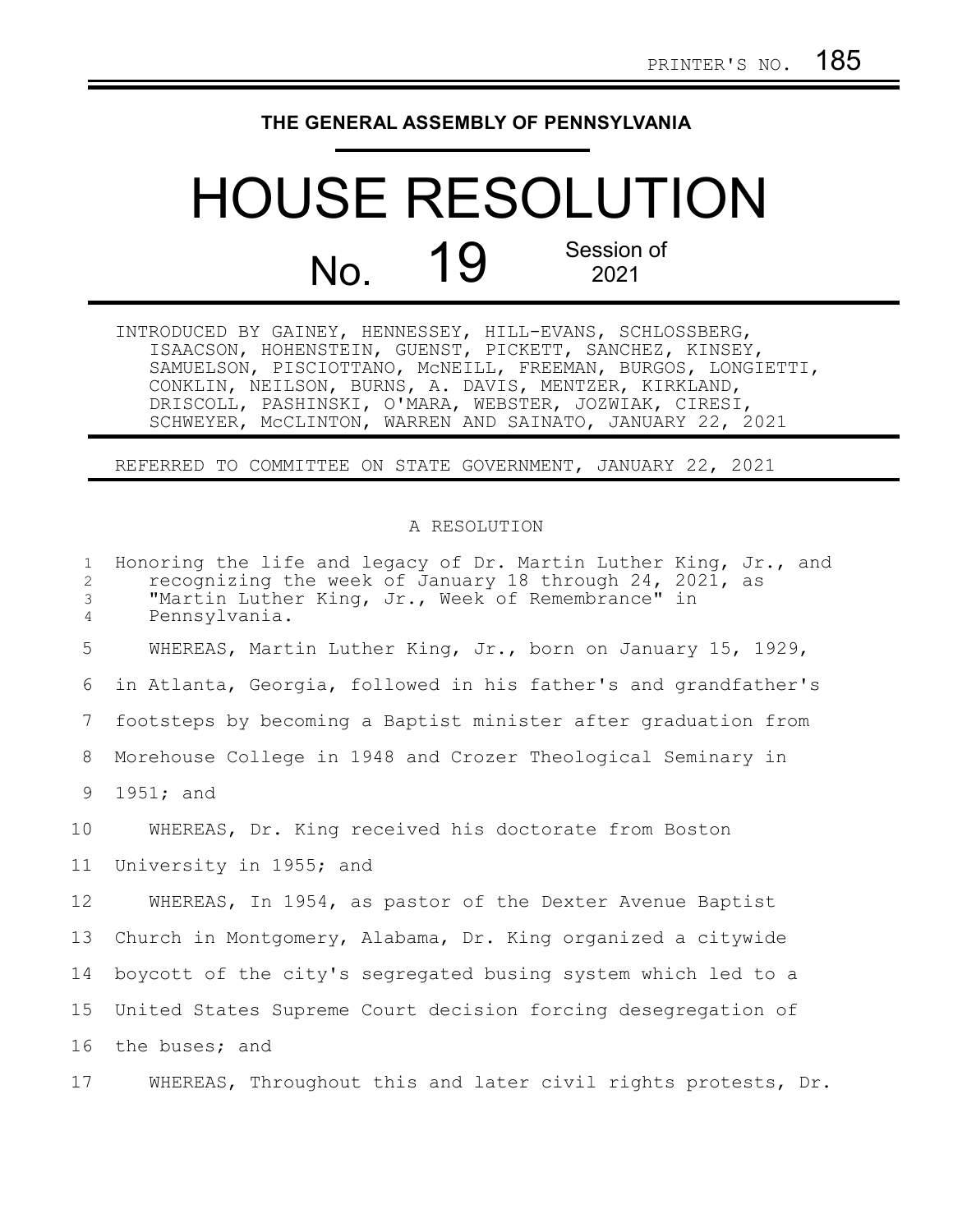PRINTER'S NO. 185

THE GENERAL ASSEMBLY OF PENNSYLVANIA

# HOUSE RESOLUTION

## No. 19 Session of 2021

INTRODUCED BY GAINEY, HENNESSEY, HILL-EVANS, SCHLOSSBERG, ISAACSON, HOHENSTEIN, GUENST, PICKETT, SANCHEZ, KINSEY, SAMUELSON, PISCIOTTANO, McNEILL, FREEMAN, BURGOS, LONGIETTI, CONKLIN, NEILSON, BURNS, A. DAVIS, MENTZER, KIRKLAND, DRISCOLL, PASHINSKI, O'MARA, WEBSTER, JOZWIAK, CIRESI, SCHWEYER, McCLINTON, WARREN AND SAINATO, JANUARY 22, 2021

REFERRED TO COMMITTEE ON STATE GOVERNMENT, JANUARY 22, 2021

A RESOLUTION

1 Honoring the life and legacy of Dr. Martin Luther King, Jr., and
2 recognizing the week of January 18 through 24, 2021, as
3 "Martin Luther King, Jr., Week of Remembrance" in
4 Pennsylvania.

5 WHEREAS, Martin Luther King, Jr., born on January 15, 1929,
6 in Atlanta, Georgia, followed in his father's and grandfather's
7 footsteps by becoming a Baptist minister after graduation from
8 Morehouse College in 1948 and Crozer Theological Seminary in
9 1951; and

10 WHEREAS, Dr. King received his doctorate from Boston
11 University in 1955; and

12 WHEREAS, In 1954, as pastor of the Dexter Avenue Baptist
13 Church in Montgomery, Alabama, Dr. King organized a citywide
14 boycott of the city's segregated busing system which led to a
15 United States Supreme Court decision forcing desegregation of
16 the buses; and

17 WHEREAS, Throughout this and later civil rights protests, Dr.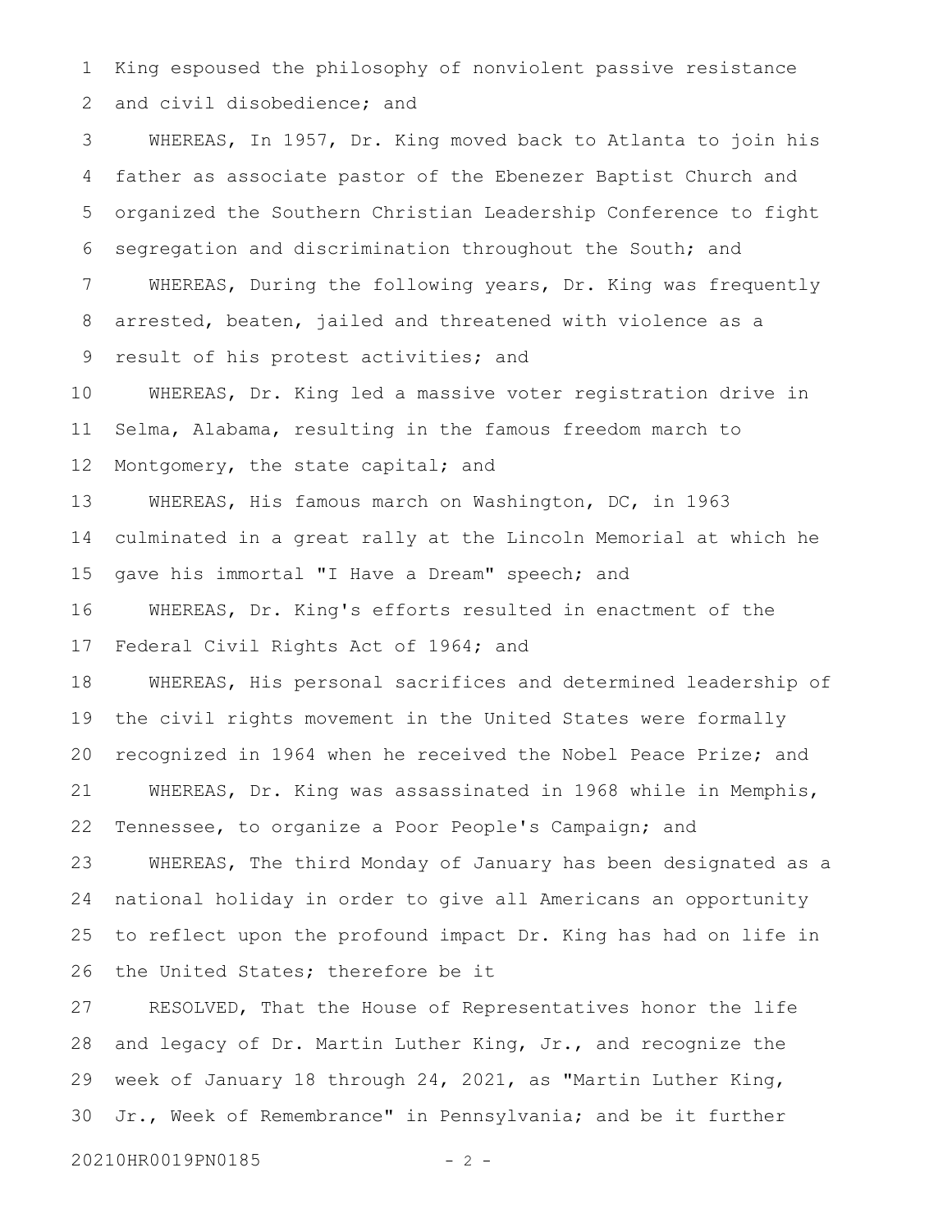King espoused the philosophy of nonviolent passive resistance and civil disobedience; and

WHEREAS, In 1957, Dr. King moved back to Atlanta to join his father as associate pastor of the Ebenezer Baptist Church and organized the Southern Christian Leadership Conference to fight segregation and discrimination throughout the South; and

WHEREAS, During the following years, Dr. King was frequently arrested, beaten, jailed and threatened with violence as a result of his protest activities; and

WHEREAS, Dr. King led a massive voter registration drive in Selma, Alabama, resulting in the famous freedom march to Montgomery, the state capital; and

WHEREAS, His famous march on Washington, DC, in 1963 culminated in a great rally at the Lincoln Memorial at which he gave his immortal "I Have a Dream" speech; and

WHEREAS, Dr. King's efforts resulted in enactment of the Federal Civil Rights Act of 1964; and

WHEREAS, His personal sacrifices and determined leadership of the civil rights movement in the United States were formally recognized in 1964 when he received the Nobel Peace Prize; and

WHEREAS, Dr. King was assassinated in 1968 while in Memphis, Tennessee, to organize a Poor People's Campaign; and

WHEREAS, The third Monday of January has been designated as a national holiday in order to give all Americans an opportunity to reflect upon the profound impact Dr. King has had on life in the United States; therefore be it

RESOLVED, That the House of Representatives honor the life and legacy of Dr. Martin Luther King, Jr., and recognize the week of January 18 through 24, 2021, as "Martin Luther King, Jr., Week of Remembrance" in Pennsylvania; and be it further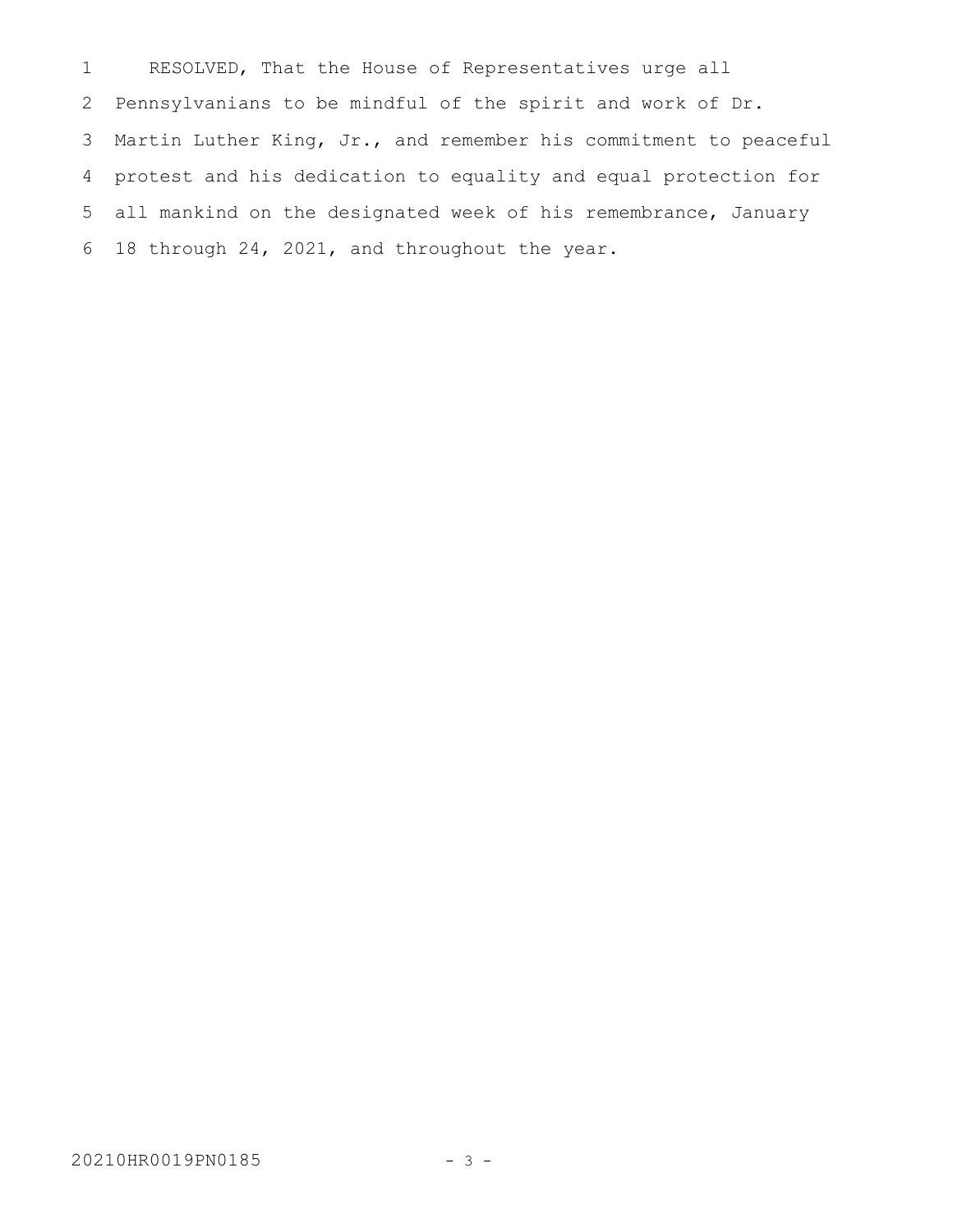RESOLVED, That the House of Representatives urge all Pennsylvanians to be mindful of the spirit and work of Dr. Martin Luther King, Jr., and remember his commitment to peaceful protest and his dedication to equality and equal protection for all mankind on the designated week of his remembrance, January 18 through 24, 2021, and throughout the year.